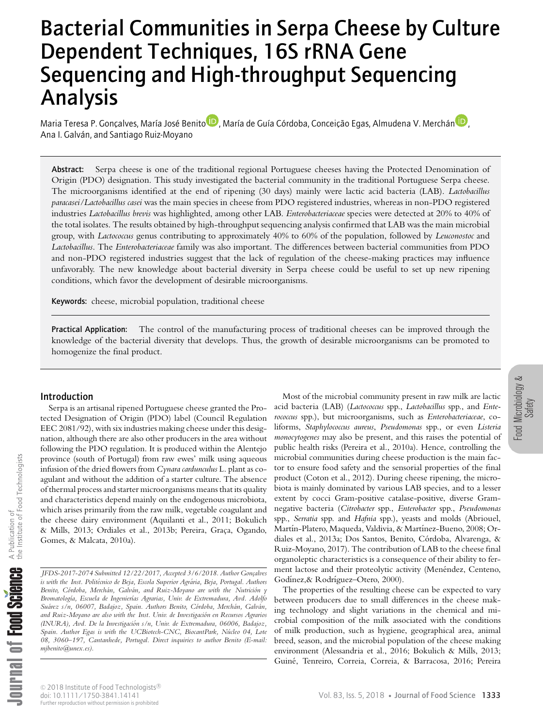# Bacterial Communities in Serpa Cheese by Culture Dependent Techniques, 16S rRNA Gene Sequencing and High-throughput Sequencing Analysis

Maria Teresa P. Gonçalves, María José Benito, María de Guía Córdoba, Conceição Egas, Almudena V. Merchán, Ana I. Galván, and Santiago Ruiz-Moyano

**Abstract:** Serpa cheese is one of the traditional regional Portuguese cheeses having the Protected Denomination of Origin (PDO) designation. This study investigated the bacterial community in the traditional Portuguese Serpa cheese. The microorganisms identified at the end of ripening (30 days) mainly were lactic acid bacteria (LAB). *Lactobacillus paracasei/Lactobacillus casei* was the main species in cheese from PDO registered industries, whereas in non-PDO registered industries *Lactobacillus brevis* was highlighted, among other LAB. *Enterobacteriaceae* species were detected at 20% to 40% of the total isolates. The results obtained by high-throughput sequencing analysis confirmed that LAB was the main microbial group, with *Lactococcus* genus contributing to approximately 40% to 60% of the population, followed by *Leuconostoc* and *Lactobacillus*. The *Enterobacteriaceae* family was also important. The differences between bacterial communities from PDO and non-PDO registered industries suggest that the lack of regulation of the cheese-making practices may influence unfavorably. The new knowledge about bacterial diversity in Serpa cheese could be useful to set up new ripening conditions, which favor the development of desirable microorganisms.

**Keywords:** cheese, microbial population, traditional cheese

**Practical Application:** The control of the manufacturing process of traditional cheeses can be improved through the knowledge of the bacterial diversity that develops. Thus, the growth of desirable microorganisms can be promoted to homogenize the final product.

## Introduction

Serpa is an artisanal ripened Portuguese cheese granted the Protected Designation of Origin (PDO) label (Council Regulation EEC 2081/92), with six industries making cheese under this designation, although there are also other producers in the area without following the PDO regulation. It is produced within the Alentejo province (south of Portugal) from raw ewes' milk using aqueous infusion of the dried flowers from *Cynara cardunculus* L. plant as coagulant and without the addition of a starter culture. The absence of thermal process and starter microorganisms means that its quality and characteristics depend mainly on the endogenous microbiota, which arises primarily from the raw milk, vegetable coagulant and the cheese dairy environment (Aquilanti et al., 2011; Bokulich & Mills, 2013; Ordiales et al., 2013b; Pereira, Graça, Ogando, Gomes, & Malcata, 2010a).

Most of the microbial community present in raw milk are lactic acid bacteria (LAB) (*Lactococcus* spp., *Lactobacillus* spp., and *Enterococcus* spp.), but microorganisms, such as *Enterobacteriaceae*, coliforms, *Staphylococcus aureus*, *Pseudomonas* spp., or even *Listeria monocytogenes* may also be present, and this raises the potential of public health risks (Pereira et al., 2010a). Hence, controlling the microbial communities during cheese production is the main factor to ensure food safety and the sensorial properties of the final product (Coton et al., 2012). During cheese ripening, the microbiota is mainly dominated by various LAB species, and to a lesser extent by cocci Gram-positive catalase-positive, diverse Gram-negative bacteria (*Citrobacter* spp., *Enterobacter* spp., *Pseudomonas* spp., *Serratia* spp. and *Hafnia* spp.), yeasts and molds (Abriouel, Martín-Platero, Maqueda, Valdivia, & Martínez-Bueno, 2008; Ordiales et al., 2013a; Dos Santos, Benito, Córdoba, Alvarenga, & Ruiz-Moyano, 2017). The contribution of LAB to the cheese final organoleptic characteristics is a consequence of their ability to ferment lactose and their proteolytic activity (Menéndez, Centeno, Godínez,& Rodríguez–Otero, 2000).

The properties of the resulting cheese can be expected to vary between producers due to small differences in the cheese making technology and slight variations in the chemical and microbial composition of the milk associated with the conditions of milk production, such as hygiene, geographical area, animal breed, season, and the microbial population of the cheese making environment (Alessandria et al., 2016; Bokulich & Mills, 2013; Guiné, Tenreiro, Correia, Correia, & Barracosa, 2016; Pereira

*JFDS-2017-2074 Submitted 12/22/2017, Accepted 3/6/2018. Author Gonçalves is with the Inst. Politécnico de Beja, Escola Superior Agrária, Beja, Portugal. Authors Benito, Córdoba, Merchán, Galván, and Ruiz-Moyano are with the Nutrición y Bromatología, Escuela de Ingenierías Agrarias, Univ. de Extremadura, Avd. Adolfo Suárez s/n, 06007, Badajoz, Spain. Authors Benito, Córdoba, Merchán, Galván, and Ruiz-Moyano are also with the Inst. Univ. de Investigación en Recursos Agrarios (INURA), Avd. De la Investigación s/n, Univ. de Extremadura, 06006, Badajoz, Spain. Author Egas is with the UCBiotech-CNC, BiocantPark, Núcleo 04, Lote 08, 3060–197, Cantanhede, Portugal. Direct inquiries to author Benito (E-mail: mjbenito@unex.es).*

© 2018 Institute of Food Technologists®
doi: 10.1111/1750-3841.14141
Further reproduction without permission is prohibited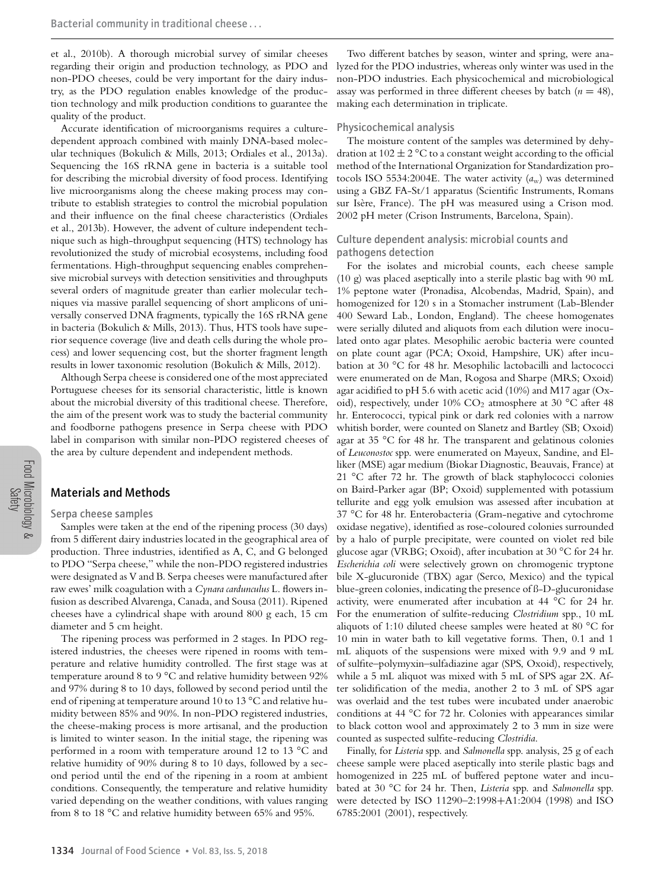et al., 2010b). A thorough microbial survey of similar cheeses regarding their origin and production technology, as PDO and non-PDO cheeses, could be very important for the dairy industry, as the PDO regulation enables knowledge of the production technology and milk production conditions to guarantee the quality of the product.

Accurate identification of microorganisms requires a culture-dependent approach combined with mainly DNA-based molecular techniques (Bokulich & Mills, 2013; Ordiales et al., 2013a). Sequencing the 16S rRNA gene in bacteria is a suitable tool for describing the microbial diversity of food process. Identifying live microorganisms along the cheese making process may contribute to establish strategies to control the microbial population and their influence on the final cheese characteristics (Ordiales et al., 2013b). However, the advent of culture independent technique such as high-throughput sequencing (HTS) technology has revolutionized the study of microbial ecosystems, including food fermentations. High-throughput sequencing enables comprehensive microbial surveys with detection sensitivities and throughputs several orders of magnitude greater than earlier molecular techniques via massive parallel sequencing of short amplicons of universally conserved DNA fragments, typically the 16S rRNA gene in bacteria (Bokulich & Mills, 2013). Thus, HTS tools have superior sequence coverage (live and death cells during the whole process) and lower sequencing cost, but the shorter fragment length results in lower taxonomic resolution (Bokulich & Mills, 2012).

Although Serpa cheese is considered one of the most appreciated Portuguese cheeses for its sensorial characteristic, little is known about the microbial diversity of this traditional cheese. Therefore, the aim of the present work was to study the bacterial community and foodborne pathogens presence in Serpa cheese with PDO label in comparison with similar non-PDO registered cheeses of the area by culture dependent and independent methods.

## Materials and Methods

### Serpa cheese samples

Samples were taken at the end of the ripening process (30 days) from 5 different dairy industries located in the geographical area of production. Three industries, identified as A, C, and G belonged to PDO "Serpa cheese," while the non-PDO registered industries were designated as V and B. Serpa cheeses were manufactured after raw ewes' milk coagulation with a *Cynara cardunculus* L. flowers infusion as described Alvarenga, Canada, and Sousa (2011). Ripened cheeses have a cylindrical shape with around 800 g each, 15 cm diameter and 5 cm height.

The ripening process was performed in 2 stages. In PDO registered industries, the cheeses were ripened in rooms with temperature and relative humidity controlled. The first stage was at temperature around 8 to 9 °C and relative humidity between 92% and 97% during 8 to 10 days, followed by second period until the end of ripening at temperature around 10 to 13 °C and relative humidity between 85% and 90%. In non-PDO registered industries, the cheese-making process is more artisanal, and the production is limited to winter season. In the initial stage, the ripening was performed in a room with temperature around 12 to 13 °C and relative humidity of 90% during 8 to 10 days, followed by a second period until the end of the ripening in a room at ambient conditions. Consequently, the temperature and relative humidity varied depending on the weather conditions, with values ranging from 8 to 18 °C and relative humidity between 65% and 95%.

Two different batches by season, winter and spring, were analyzed for the PDO industries, whereas only winter was used in the non-PDO industries. Each physicochemical and microbiological assay was performed in three different cheeses by batch ($n = 48$), making each determination in triplicate.

### Physicochemical analysis

The moisture content of the samples was determined by dehydration at $102 \pm 2$ °C to a constant weight according to the official method of the International Organization for Standardization protocols ISO 5534:2004E. The water activity ($a_w$) was determined using a GBZ FA-St/1 apparatus (Scientific Instruments, Romans sur Isère, France). The pH was measured using a Crison mod. 2002 pH meter (Crison Instruments, Barcelona, Spain).

### Culture dependent analysis: microbial counts and pathogens detection

For the isolates and microbial counts, each cheese sample (10 g) was placed aseptically into a sterile plastic bag with 90 mL 1% peptone water (Pronadisa, Alcobendas, Madrid, Spain), and homogenized for 120 s in a Stomacher instrument (Lab-Blender 400 Seward Lab., London, England). The cheese homogenates were serially diluted and aliquots from each dilution were inoculated onto agar plates. Mesophilic aerobic bacteria were counted on plate count agar (PCA; Oxoid, Hampshire, UK) after incubation at 30 °C for 48 hr. Mesophilic lactobacilli and lactococci were enumerated on de Man, Rogosa and Sharpe (MRS; Oxoid) agar acidified to pH 5.6 with acetic acid (10%) and M17 agar (Oxoid), respectively, under 10% $CO_2$ atmosphere at 30 °C after 48 hr. Enterococci, typical pink or dark red colonies with a narrow whitish border, were counted on Slanetz and Bartley (SB; Oxoid) agar at 35 °C for 48 hr. The transparent and gelatinous colonies of *Leuconostoc* spp. were enumerated on Mayeux, Sandine, and Elliker (MSE) agar medium (Biokar Diagnostic, Beauvais, France) at 21 °C after 72 hr. The growth of black staphylococci colonies on Baird-Parker agar (BP; Oxoid) supplemented with potassium tellurite and egg yolk emulsion was assessed after incubation at 37 °C for 48 hr. Enterobacteria (Gram-negative and cytochrome oxidase negative), identified as rose-coloured colonies surrounded by a halo of purple precipitate, were counted on violet red bile glucose agar (VRBG; Oxoid), after incubation at 30 °C for 24 hr. *Escherichia coli* were selectively grown on chromogenic tryptone bile X-glucuronide (TBX) agar (Serco, Mexico) and the typical blue-green colonies, indicating the presence of ß-D-glucuronidase activity, were enumerated after incubation at 44 °C for 24 hr. For the enumeration of sulfite-reducing *Clostridium* spp., 10 mL aliquots of 1:10 diluted cheese samples were heated at 80 °C for 10 min in water bath to kill vegetative forms. Then, 0.1 and 1 mL aliquots of the suspensions were mixed with 9.9 and 9 mL of sulfite–polymyxin–sulfadiazine agar (SPS, Oxoid), respectively, while a 5 mL aliquot was mixed with 5 mL of SPS agar 2X. After solidification of the media, another 2 to 3 mL of SPS agar was overlaid and the test tubes were incubated under anaerobic conditions at 44 °C for 72 hr. Colonies with appearances similar to black cotton wool and approximately 2 to 3 mm in size were counted as suspected sulfite-reducing *Clostridia*.

Finally, for *Listeria* spp. and *Salmonella* spp. analysis, 25 g of each cheese sample were placed aseptically into sterile plastic bags and homogenized in 225 mL of buffered peptone water and incubated at 30 °C for 24 hr. Then, *Listeria* spp. and *Salmonella* spp. were detected by ISO 11290–2:1998+A1:2004 (1998) and ISO 6785:2001 (2001), respectively.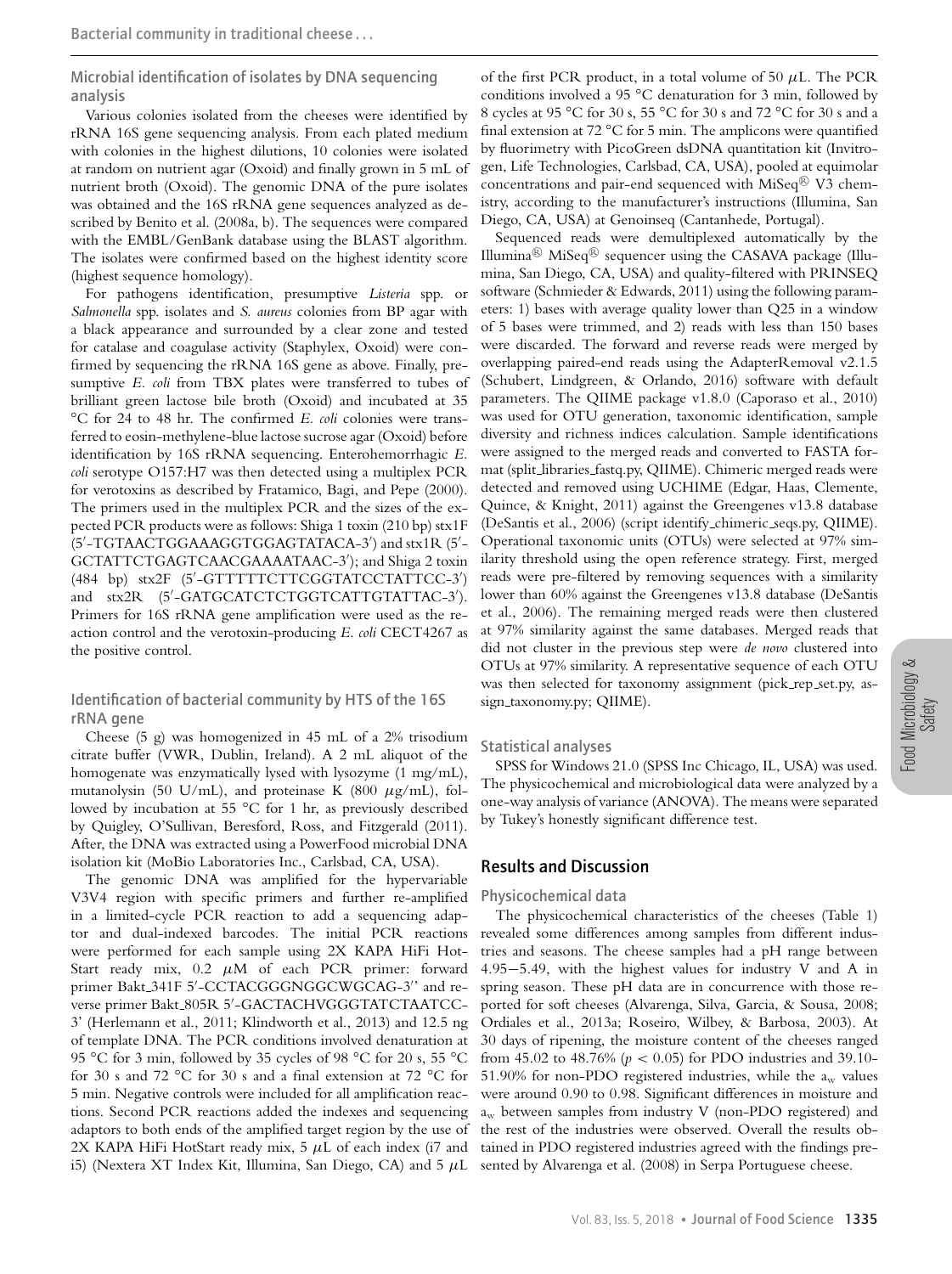### Microbial identification of isolates by DNA sequencing analysis

Various colonies isolated from the cheeses were identified by rRNA 16S gene sequencing analysis. From each plated medium with colonies in the highest dilutions, 10 colonies were isolated at random on nutrient agar (Oxoid) and finally grown in 5 mL of nutrient broth (Oxoid). The genomic DNA of the pure isolates was obtained and the 16S rRNA gene sequences analyzed as described by Benito et al. (2008a, b). The sequences were compared with the EMBL/GenBank database using the BLAST algorithm. The isolates were confirmed based on the highest identity score (highest sequence homology).

For pathogens identification, presumptive *Listeria* spp. or *Salmonella* spp. isolates and *S. aureus* colonies from BP agar with a black appearance and surrounded by a clear zone and tested for catalase and coagulase activity (Staphylex, Oxoid) were confirmed by sequencing the rRNA 16S gene as above. Finally, presumptive *E. coli* from TBX plates were transferred to tubes of brilliant green lactose bile broth (Oxoid) and incubated at 35 °C for 24 to 48 hr. The confirmed *E. coli* colonies were transferred to eosin-methylene-blue lactose sucrose agar (Oxoid) before identification by 16S rRNA sequencing. Enterohemorrhagic *E. coli* serotype O157:H7 was then detected using a multiplex PCR for verotoxins as described by Fratamico, Bagi, and Pepe (2000). The primers used in the multiplex PCR and the sizes of the expected PCR products were as follows: Shiga 1 toxin (210 bp) stx1F (5′-TGTAACTGGAAAGGTGGAGTATACA-3′) and stx1R (5′-GCTATTCTGAGTCAACGAAAATAAC-3′); and Shiga 2 toxin (484 bp) stx2F (5′-GTTTTTCTTCGGTATCCTATTCC-3′) and stx2R (5′-GATGCATCTCTGGTCATTGTATTAC-3′). Primers for 16S rRNA gene amplification were used as the reaction control and the verotoxin-producing *E. coli* CECT4267 as the positive control.

### Identification of bacterial community by HTS of the 16S rRNA gene

Cheese (5 g) was homogenized in 45 mL of a 2% trisodium citrate buffer (VWR, Dublin, Ireland). A 2 mL aliquot of the homogenate was enzymatically lysed with lysozyme (1 mg/mL), mutanolysin (50 U/mL), and proteinase K (800 $\mu$g/mL), followed by incubation at 55 °C for 1 hr, as previously described by Quigley, O'Sullivan, Beresford, Ross, and Fitzgerald (2011). After, the DNA was extracted using a PowerFood microbial DNA isolation kit (MoBio Laboratories Inc., Carlsbad, CA, USA).

The genomic DNA was amplified for the hypervariable V3V4 region with specific primers and further re-amplified in a limited-cycle PCR reaction to add a sequencing adaptor and dual-indexed barcodes. The initial PCR reactions were performed for each sample using 2X KAPA HiFi HotStart ready mix, 0.2 $\mu$M of each PCR primer: forward primer Bakt_341F 5′-CCTACGGGNGGCWGCAG-3′′ and reverse primer Bakt_805R 5′-GACTACHVGGGTATCTAATCC-3′ (Herlemann et al., 2011; Klindworth et al., 2013) and 12.5 ng of template DNA. The PCR conditions involved denaturation at 95 °C for 3 min, followed by 35 cycles of 98 °C for 20 s, 55 °C for 30 s and 72 °C for 30 s and a final extension at 72 °C for 5 min. Negative controls were included for all amplification reactions. Second PCR reactions added the indexes and sequencing adaptors to both ends of the amplified target region by the use of 2X KAPA HiFi HotStart ready mix, 5 $\mu$L of each index (i7 and i5) (Nextera XT Index Kit, Illumina, San Diego, CA) and 5 $\mu$L of the first PCR product, in a total volume of 50 $\mu$L. The PCR conditions involved a 95 °C denaturation for 3 min, followed by 8 cycles at 95 °C for 30 s, 55 °C for 30 s and 72 °C for 30 s and a final extension at 72 °C for 5 min. The amplicons were quantified by fluorimetry with PicoGreen dsDNA quantitation kit (Invitrogen, Life Technologies, Carlsbad, CA, USA), pooled at equimolar concentrations and pair-end sequenced with MiSeq® V3 chemistry, according to the manufacturer's instructions (Illumina, San Diego, CA, USA) at Genoinseq (Cantanhede, Portugal).

Sequenced reads were demultiplexed automatically by the Illumina® MiSeq® sequencer using the CASAVA package (Illumina, San Diego, CA, USA) and quality-filtered with PRINSEQ software (Schmieder & Edwards, 2011) using the following parameters: 1) bases with average quality lower than Q25 in a window of 5 bases were trimmed, and 2) reads with less than 150 bases were discarded. The forward and reverse reads were merged by overlapping paired-end reads using the AdapterRemoval v2.1.5 (Schubert, Lindgreen, & Orlando, 2016) software with default parameters. The QIIME package v1.8.0 (Caporaso et al., 2010) was used for OTU generation, taxonomic identification, sample diversity and richness indices calculation. Sample identifications were assigned to the merged reads and converted to FASTA format (split_libraries_fastq.py, QIIME). Chimeric merged reads were detected and removed using UCHIME (Edgar, Haas, Clemente, Quince, & Knight, 2011) against the Greengenes v13.8 database (DeSantis et al., 2006) (script identify_chimeric_seqs.py, QIIME). Operational taxonomic units (OTUs) were selected at 97% similarity threshold using the open reference strategy. First, merged reads were pre-filtered by removing sequences with a similarity lower than 60% against the Greengenes v13.8 database (DeSantis et al., 2006). The remaining merged reads were then clustered at 97% similarity against the same databases. Merged reads that did not cluster in the previous step were *de novo* clustered into OTUs at 97% similarity. A representative sequence of each OTU was then selected for taxonomy assignment (pick_rep_set.py, assign_taxonomy.py; QIIME).

### Statistical analyses

SPSS for Windows 21.0 (SPSS Inc Chicago, IL, USA) was used. The physicochemical and microbiological data were analyzed by a one-way analysis of variance (ANOVA). The means were separated by Tukey's honestly significant difference test.

## Results and Discussion

### Physicochemical data

The physicochemical characteristics of the cheeses (Table 1) revealed some differences among samples from different industries and seasons. The cheese samples had a pH range between 4.95−5.49, with the highest values for industry V and A in spring season. These pH data are in concurrence with those reported for soft cheeses (Alvarenga, Silva, Garcia, & Sousa, 2008; Ordiales et al., 2013a; Roseiro, Wilbey, & Barbosa, 2003). At 30 days of ripening, the moisture content of the cheeses ranged from 45.02 to 48.76% ($p < 0.05$) for PDO industries and 39.10-51.90% for non-PDO registered industries, while the $a_w$ values were around 0.90 to 0.98. Significant differences in moisture and $a_w$ between samples from industry V (non-PDO registered) and the rest of the industries were observed. Overall the results obtained in PDO registered industries agreed with the findings presented by Alvarenga et al. (2008) in Serpa Portuguese cheese.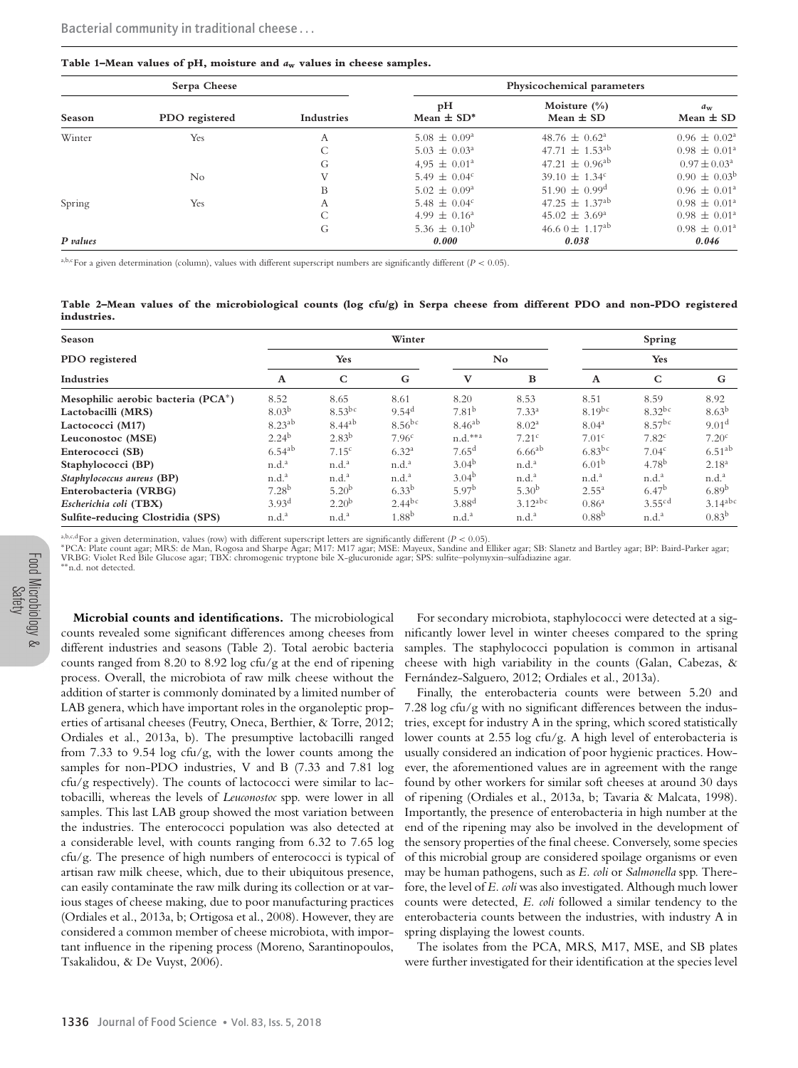**Table 1–Mean values of pH, moisture and $a_w$ values in cheese samples.**

| Serpa Cheese | | | Physicochemical parameters | | |
|---|---|---|---|---|---|
| Season | PDO registered | Industries | pH Mean ± SD* | Moisture (%) Mean ± SD | $a_w$ Mean ± SD |
| Winter | Yes | A | $5.08 \pm 0.09^{a}$ | $48.76 \pm 0.62^{a}$ | $0.96 \pm 0.02^{a}$ |
| | | C | $5.03 \pm 0.03^{a}$ | $47.71 \pm 1.53^{ab}$ | $0.98 \pm 0.01^{a}$ |
| | | G | $4.95 \pm 0.01^{a}$ | $47.21 \pm 0.96^{ab}$ | $0.97 \pm 0.03^{a}$ |
| | No | V | $5.49 \pm 0.04^{c}$ | $39.10 \pm 1.34^{c}$ | $0.90 \pm 0.03^{b}$ |
| | | B | $5.02 \pm 0.09^{a}$ | $51.90 \pm 0.99^{d}$ | $0.96 \pm 0.01^{a}$ |
| Spring | Yes | A | $5.48 \pm 0.04^{c}$ | $47.25 \pm 1.37^{ab}$ | $0.98 \pm 0.01^{a}$ |
| | | C | $4.99 \pm 0.16^{a}$ | $45.02 \pm 3.69^{a}$ | $0.98 \pm 0.01^{a}$ |
| | | G | $5.36 \pm 0.10^{b}$ | $46.60 \pm 1.17^{ab}$ | $0.98 \pm 0.01^{a}$ |
| *P values* | | | **0.000** | **0.038** | **0.046** |

[a,b,c]For a given determination (column), values with different superscript numbers are significantly different ($P < 0.05$).

**Table 2–Mean values of the microbiological counts (log cfu/g) in Serpa cheese from different PDO and non-PDO registered industries.**

| Season | Winter | | | | | Spring | | |
|---|---|---|---|---|---|---|---|---|
| PDO registered | Yes | | | No | | Yes | | |
| Industries | A | C | G | V | B | A | C | G |
| **Mesophilic aerobic bacteria (PCA*)** | 8.52 | 8.65 | 8.61 | 8.20 | 8.53 | 8.51 | 8.59 | 8.92 |
| **Lactobacilli (MRS)** | $8.03^{b}$ | $8.53^{bc}$ | $9.54^{d}$ | $7.81^{b}$ | $7.33^{a}$ | $8.19^{bc}$ | $8.32^{bc}$ | $8.63^{b}$ |
| **Lactococci (M17)** | $8.23^{ab}$ | $8.44^{ab}$ | $8.56^{bc}$ | $8.46^{ab}$ | $8.02^{a}$ | $8.04^{a}$ | $8.57^{bc}$ | $9.01^{d}$ |
| **Leuconostoc (MSE)** | $2.24^{b}$ | $2.83^{b}$ | $7.96^{c}$ | n.d.**[a] | $7.21^{c}$ | $7.01^{c}$ | $7.82^{c}$ | $7.20^{c}$ |
| **Enterococci (SB)** | $6.54^{ab}$ | $7.15^{c}$ | $6.32^{a}$ | $7.65^{d}$ | $6.66^{ab}$ | $6.83^{bc}$ | $7.04^{c}$ | $6.51^{ab}$ |
| **Staphylococci (BP)** | n.d.[a] | n.d.[a] | n.d.[a] | $3.04^{b}$ | n.d.[a] | $6.01^{b}$ | $4.78^{b}$ | $2.18^{a}$ |
| ***Staphylococcus aureus* (BP)** | n.d.[a] | n.d.[a] | n.d.[a] | $3.04^{b}$ | n.d.[a] | n.d.[a] | n.d.[a] | n.d.[a] |
| **Enterobacteria (VRBG)** | $7.28^{b}$ | $5.20^{b}$ | $6.33^{b}$ | $5.97^{b}$ | $5.30^{b}$ | $2.55^{a}$ | $6.47^{b}$ | $6.89^{b}$ |
| ***Escherichia coli* (TBX)** | $3.93^{d}$ | $2.20^{b}$ | $2.44^{bc}$ | $3.88^{d}$ | $3.12^{abc}$ | $0.86^{a}$ | $3.55^{cd}$ | $3.14^{abc}$ |
| **Sulfite-reducing Clostridia (SPS)** | n.d.[a] | n.d.[a] | $1.88^{b}$ | n.d.[a] | n.d.[a] | $0.88^{b}$ | n.d.[a] | $0.83^{b}$ |

[a,b,c,d]For a given determination, values (row) with different superscript letters are significantly different ($P < 0.05$).
*PCA: Plate count agar; MRS: de Man, Rogosa and Sharpe Agar; M17: M17 agar; MSE: Mayeux, Sandine and Elliker agar; SB: Slanetz and Bartley agar; BP: Baird-Parker agar; VRBG: Violet Red Bile Glucose agar; TBX: chromogenic tryptone bile X-glucuronide agar; SPS: sulfite–polymyxin–sulfadiazine agar.
**n.d. not detected.

**Microbial counts and identifications.** The microbiological counts revealed some significant differences among cheeses from different industries and seasons (Table 2). Total aerobic bacteria counts ranged from 8.20 to 8.92 log cfu/g at the end of ripening process. Overall, the microbiota of raw milk cheese without the addition of starter is commonly dominated by a limited number of LAB genera, which have important roles in the organoleptic properties of artisanal cheeses (Feutry, Oneca, Berthier, & Torre, 2012; Ordiales et al., 2013a, b). The presumptive lactobacilli ranged from 7.33 to 9.54 log cfu/g, with the lower counts among the samples for non-PDO industries, V and B (7.33 and 7.81 log cfu/g respectively). The counts of lactococci were similar to lactobacilli, whereas the levels of *Leuconostoc* spp. were lower in all samples. This last LAB group showed the most variation between the industries. The enterococci population was also detected at a considerable level, with counts ranging from 6.32 to 7.65 log cfu/g. The presence of high numbers of enterococci is typical of artisan raw milk cheese, which, due to their ubiquitous presence, can easily contaminate the raw milk during its collection or at various stages of cheese making, due to poor manufacturing practices (Ordiales et al., 2013a, b; Ortigosa et al., 2008). However, they are considered a common member of cheese microbiota, with important influence in the ripening process (Moreno, Sarantinopoulos, Tsakalidou, & De Vuyst, 2006).

For secondary microbiota, staphylococci were detected at a significantly lower level in winter cheeses compared to the spring samples. The staphylococci population is common in artisanal cheese with high variability in the counts (Galan, Cabezas, & Fernández-Salguero, 2012; Ordiales et al., 2013a).

Finally, the enterobacteria counts were between 5.20 and 7.28 log cfu/g with no significant differences between the industries, except for industry A in the spring, which scored statistically lower counts at 2.55 log cfu/g. A high level of enterobacteria is usually considered an indication of poor hygienic practices. However, the aforementioned values are in agreement with the range found by other workers for similar soft cheeses at around 30 days of ripening (Ordiales et al., 2013a, b; Tavaria & Malcata, 1998). Importantly, the presence of enterobacteria in high number at the end of the ripening may also be involved in the development of the sensory properties of the final cheese. Conversely, some species of this microbial group are considered spoilage organisms or even may be human pathogens, such as *E. coli* or *Salmonella* spp. Therefore, the level of *E. coli* was also investigated. Although much lower counts were detected, *E. coli* followed a similar tendency to the enterobacteria counts between the industries, with industry A in spring displaying the lowest counts.

The isolates from the PCA, MRS, M17, MSE, and SB plates were further investigated for their identification at the species level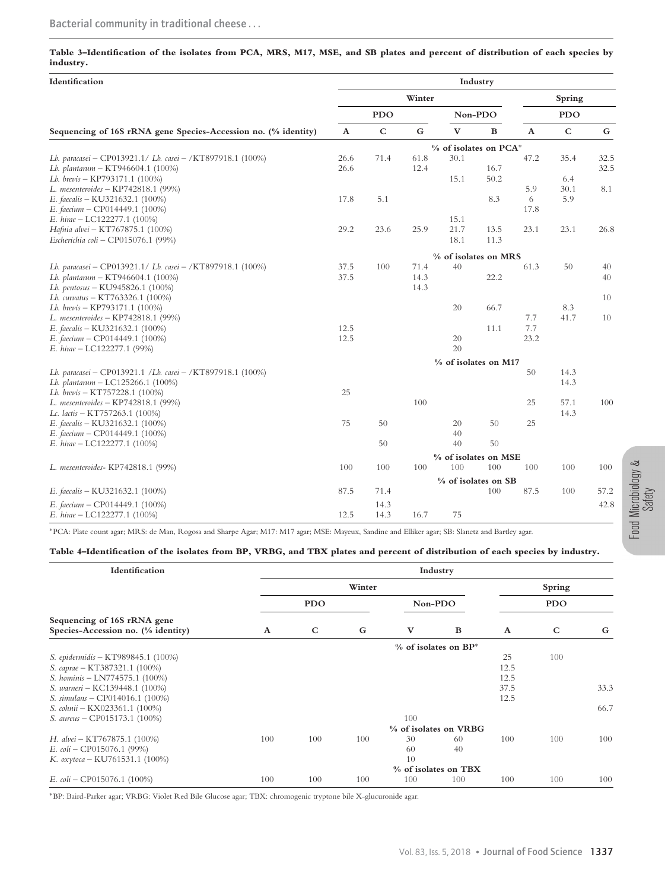**Table 3–Identification of the isolates from PCA, MRS, M17, MSE, and SB plates and percent of distribution of each species by industry.**

| Identification | Industry | | | | | | | |
|---|---|---|---|---|---|---|---|---|
| | Winter | | | | | Spring | | |
| | PDO | | | Non-PDO | | PDO | | |
| Sequencing of 16S rRNA gene Species-Accession no. (% identity) | A | C | G | V | B | A | C | G |
| | % of isolates on PCA* | | | | | | | |
| *Lb. paracasei* – CP013921.1/ *Lb. casei* – /KT897918.1 (100%) | 26.6 | 71.4 | 61.8 | 30.1 | | 47.2 | 35.4 | 32.5 |
| *Lb. plantarum* – KT946604.1 (100%) | 26.6 | | 12.4 | | 16.7 | | | 32.5 |
| *Lb. brevis* – KP793171.1 (100%) | | | | 15.1 | 50.2 | | 6.4 | |
| *L. mesenteroides* – KP742818.1 (99%) | | | | | | 5.9 | 30.1 | 8.1 |
| *E. faecalis* – KU321632.1 (100%) | 17.8 | 5.1 | | | 8.3 | 6 | 5.9 | |
| *E. faecium* – CP014449.1 (100%) | | | | | | 17.8 | | |
| *E. hirae* – LC122277.1 (100%) | | | | 15.1 | | | | |
| *Hafnia alvei* – KT767875.1 (100%) | 29.2 | 23.6 | 25.9 | 21.7 | 13.5 | 23.1 | 23.1 | 26.8 |
| *Escherichia coli* – CP015076.1 (99%) | | | | 18.1 | 11.3 | | | |
| | % of isolates on MRS | | | | | | | |
| *Lb. paracasei* – CP013921.1/ *Lb. casei* – /KT897918.1 (100%) | 37.5 | 100 | 71.4 | 40 | | 61.3 | 50 | 40 |
| *Lb. plantarum* – KT946604.1 (100%) | 37.5 | | 14.3 | | 22.2 | | | 40 |
| *Lb. pentosus* – KU945826.1 (100%) | | | 14.3 | | | | | |
| *Lb. curvatus* – KT763326.1 (100%) | | | | | | | | 10 |
| *Lb. brevis* – KP793171.1 (100%) | | | | 20 | 66.7 | | 8.3 | |
| *L. mesenteroides* – KP742818.1 (99%) | | | | | | 7.7 | 41.7 | 10 |
| *E. faecalis* – KU321632.1 (100%) | 12.5 | | | | 11.1 | 7.7 | | |
| *E. faecium* – CP014449.1 (100%) | 12.5 | | | 20 | | 23.2 | | |
| *E. hirae* – LC122277.1 (99%) | | | | 20 | | | | |
| | % of isolates on M17 | | | | | | | |
| *Lb. paracasei* – CP013921.1 /*Lb. casei* – /KT897918.1 (100%) | | | | | | 50 | 14.3 | |
| *Lb. plantarum* – LC125266.1 (100%) | | | | | | | 14.3 | |
| *Lb. brevis* – KT757228.1 (100%) | 25 | | | | | | | |
| *L. mesenteroides* – KP742818.1 (99%) | | | 100 | | | 25 | 57.1 | 100 |
| *Lc. lactis* – KT757263.1 (100%) | | | | | | | 14.3 | |
| *E. faecalis* – KU321632.1 (100%) | 75 | 50 | | 20 | 50 | 25 | | |
| *E. faecium* – CP014449.1 (100%) | | | | 40 | | | | |
| *E. hirae* – LC122277.1 (100%) | | 50 | | 40 | 50 | | | |
| | % of isolates on MSE | | | | | | | |
| *L. mesenteroides*- KP742818.1 (99%) | 100 | 100 | 100 | 100 | 100 | 100 | 100 | 100 |
| | % of isolates on SB | | | | | | | |
| *E. faecalis* – KU321632.1 (100%) | 87.5 | 71.4 | | | 100 | 87.5 | 100 | 57.2 |
| *E. faecium* – CP014449.1 (100%) | | 14.3 | | | | | | 42.8 |
| *E. hirae* – LC122277.1 (100%) | 12.5 | 14.3 | 16.7 | 75 | | | | |

*PCA: Plate count agar; MRS: de Man, Rogosa and Sharpe Agar; M17: M17 agar; MSE: Mayeux, Sandine and Elliker agar; SB: Slanetz and Bartley agar.

**Table 4–Identification of the isolates from BP, VRBG, and TBX plates and percent of distribution of each species by industry.**

| Identification | Industry | | | | | | | |
|---|---|---|---|---|---|---|---|---|
| | Winter | | | | | Spring | | |
| | PDO | | | Non-PDO | | PDO | | |
| Sequencing of 16S rRNA gene Species-Accession no. (% identity) | A | C | G | V | B | A | C | G |
| | % of isolates on BP* | | | | | | | |
| *S. epidermidis* – KT989845.1 (100%) | | | | | | 25 | 100 | |
| *S. caprae* – KT387321.1 (100%) | | | | | | 12.5 | | |
| *S. hominis* – LN774575.1 (100%) | | | | | | 12.5 | | |
| *S. warneri* – KC139448.1 (100%) | | | | | | 37.5 | | 33.3 |
| *S. simulans* – CP014016.1 (100%) | | | | | | 12.5 | | |
| *S. cohnii* – KX023361.1 (100%) | | | | | | | | 66.7 |
| *S. aureus* – CP015173.1 (100%) | | | | 100 | | | | |
| | % of isolates on VRBG | | | | | | | |
| *H. alvei* – KT767875.1 (100%) | 100 | 100 | 100 | 30 | 60 | 100 | 100 | 100 |
| *E. coli* – CP015076.1 (99%) | | | | 60 | 40 | | | |
| *K. oxytoca* – KU761531.1 (100%) | | | | 10 | | | | |
| | % of isolates on TBX | | | | | | | |
| *E. coli* – CP015076.1 (100%) | 100 | 100 | 100 | 100 | 100 | 100 | 100 | 100 |

*BP: Baird-Parker agar; VRBG: Violet Red Bile Glucose agar; TBX: chromogenic tryptone bile X-glucuronide agar.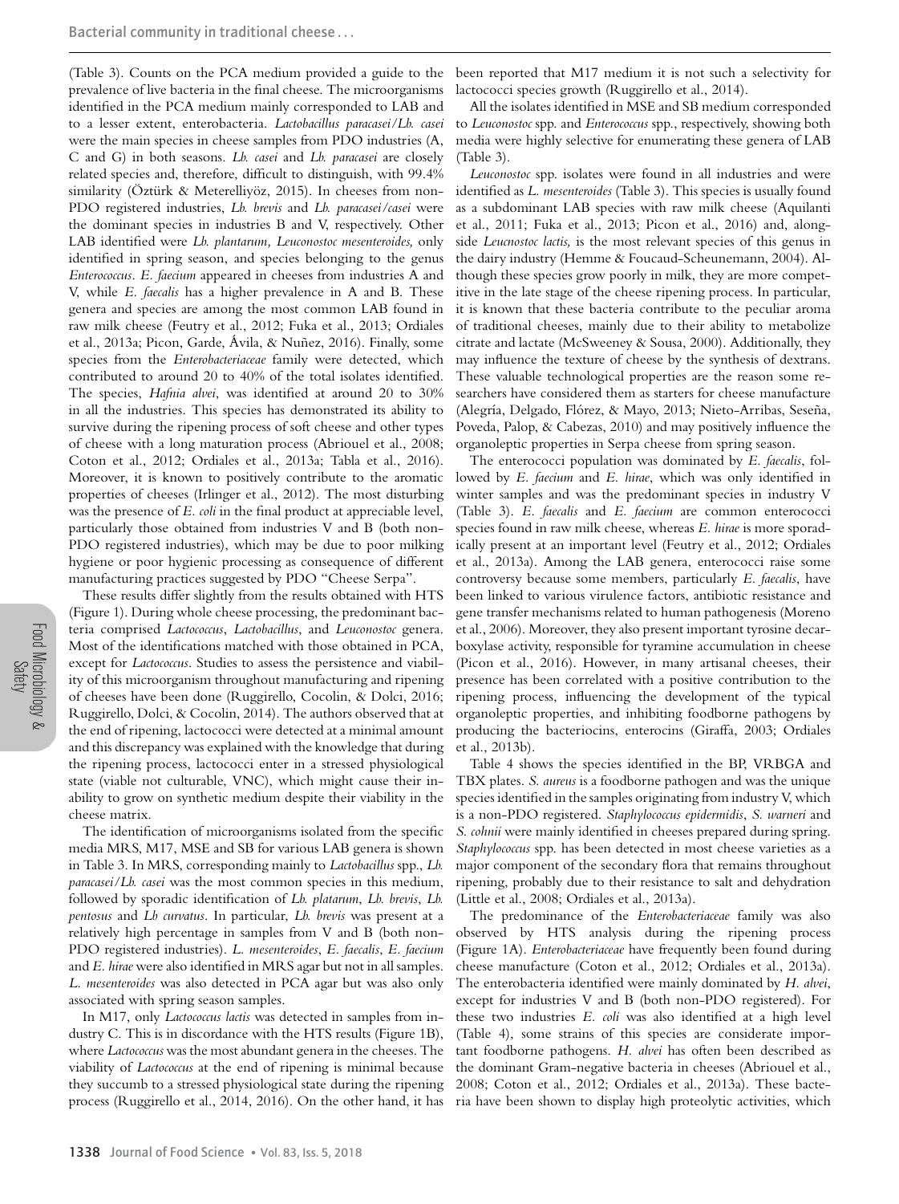(Table 3). Counts on the PCA medium provided a guide to the prevalence of live bacteria in the final cheese. The microorganisms identified in the PCA medium mainly corresponded to LAB and to a lesser extent, enterobacteria. *Lactobacillus paracasei/Lb. casei* were the main species in cheese samples from PDO industries (A, C and G) in both seasons. *Lb. casei* and *Lb. paracasei* are closely related species and, therefore, difficult to distinguish, with 99.4% similarity (Öztürk & Meterelliyöz, 2015). In cheeses from non-PDO registered industries, *Lb. brevis* and *Lb. paracasei/casei* were the dominant species in industries B and V, respectively. Other LAB identified were *Lb. plantarum, Leuconostoc mesenteroides,* only identified in spring season, and species belonging to the genus *Enterococcus*. *E. faecium* appeared in cheeses from industries A and V, while *E. faecalis* has a higher prevalence in A and B. These genera and species are among the most common LAB found in raw milk cheese (Feutry et al., 2012; Fuka et al., 2013; Ordiales et al., 2013a; Picon, Garde, Ávila, & Nuñez, 2016). Finally, some species from the *Enterobacteriaceae* family were detected, which contributed to around 20 to 40% of the total isolates identified. The species, *Hafnia alvei*, was identified at around 20 to 30% in all the industries. This species has demonstrated its ability to survive during the ripening process of soft cheese and other types of cheese with a long maturation process (Abriouel et al., 2008; Coton et al., 2012; Ordiales et al., 2013a; Tabla et al., 2016). Moreover, it is known to positively contribute to the aromatic properties of cheeses (Irlinger et al., 2012). The most disturbing was the presence of *E. coli* in the final product at appreciable level, particularly those obtained from industries V and B (both non-PDO registered industries), which may be due to poor milking hygiene or poor hygienic processing as consequence of different manufacturing practices suggested by PDO "Cheese Serpa".

These results differ slightly from the results obtained with HTS (Figure 1). During whole cheese processing, the predominant bacteria comprised *Lactococcus*, *Lactobacillus*, and *Leuconostoc* genera. Most of the identifications matched with those obtained in PCA, except for *Lactococcus*. Studies to assess the persistence and viability of this microorganism throughout manufacturing and ripening of cheeses have been done (Ruggirello, Cocolin, & Dolci, 2016; Ruggirello, Dolci, & Cocolin, 2014). The authors observed that at the end of ripening, lactococci were detected at a minimal amount and this discrepancy was explained with the knowledge that during the ripening process, lactococci enter in a stressed physiological state (viable not culturable, VNC), which might cause their inability to grow on synthetic medium despite their viability in the cheese matrix.

The identification of microorganisms isolated from the specific media MRS, M17, MSE and SB for various LAB genera is shown in Table 3. In MRS, corresponding mainly to *Lactobacillus* spp., *Lb. paracasei/Lb. casei* was the most common species in this medium, followed by sporadic identification of *Lb. platarum*, *Lb. brevis*, *Lb. pentosus* and *Lb curvatus*. In particular, *Lb. brevis* was present at a relatively high percentage in samples from V and B (both non-PDO registered industries). *L. mesenteroides*, *E. faecalis*, *E. faecium* and *E. hirae* were also identified in MRS agar but not in all samples. *L. mesenteroides* was also detected in PCA agar but was also only associated with spring season samples.

In M17, only *Lactococcus lactis* was detected in samples from industry C. This is in discordance with the HTS results (Figure 1B), where *Lactococcus* was the most abundant genera in the cheeses. The viability of *Lactococcus* at the end of ripening is minimal because they succumb to a stressed physiological state during the ripening process (Ruggirello et al., 2014, 2016). On the other hand, it has been reported that M17 medium it is not such a selectivity for lactococci species growth (Ruggirello et al., 2014).

All the isolates identified in MSE and SB medium corresponded to *Leuconostoc* spp. and *Enterococcus* spp., respectively, showing both media were highly selective for enumerating these genera of LAB (Table 3).

*Leuconostoc* spp. isolates were found in all industries and were identified as *L. mesenteroides* (Table 3). This species is usually found as a subdominant LAB species with raw milk cheese (Aquilanti et al., 2011; Fuka et al., 2013; Picon et al., 2016) and, alongside *Leucnostoc lactis,* is the most relevant species of this genus in the dairy industry (Hemme & Foucaud-Scheunemann, 2004). Although these species grow poorly in milk, they are more competitive in the late stage of the cheese ripening process. In particular, it is known that these bacteria contribute to the peculiar aroma of traditional cheeses, mainly due to their ability to metabolize citrate and lactate (McSweeney & Sousa, 2000). Additionally, they may influence the texture of cheese by the synthesis of dextrans. These valuable technological properties are the reason some researchers have considered them as starters for cheese manufacture (Alegría, Delgado, Flórez, & Mayo, 2013; Nieto-Arribas, Seseña, Poveda, Palop, & Cabezas, 2010) and may positively influence the organoleptic properties in Serpa cheese from spring season.

The enterococci population was dominated by *E. faecalis*, followed by *E. faecium* and *E. hirae*, which was only identified in winter samples and was the predominant species in industry V (Table 3). *E. faecalis* and *E. faecium* are common enterococci species found in raw milk cheese, whereas *E. hirae* is more sporadically present at an important level (Feutry et al., 2012; Ordiales et al., 2013a). Among the LAB genera, enterococci raise some controversy because some members, particularly *E. faecalis*, have been linked to various virulence factors, antibiotic resistance and gene transfer mechanisms related to human pathogenesis (Moreno et al., 2006). Moreover, they also present important tyrosine decarboxylase activity, responsible for tyramine accumulation in cheese (Picon et al., 2016). However, in many artisanal cheeses, their presence has been correlated with a positive contribution to the ripening process, influencing the development of the typical organoleptic properties, and inhibiting foodborne pathogens by producing the bacteriocins, enterocins (Giraffa, 2003; Ordiales et al., 2013b).

Table 4 shows the species identified in the BP, VRBGA and TBX plates. *S. aureus* is a foodborne pathogen and was the unique species identified in the samples originating from industry V, which is a non-PDO registered. *Staphylococcus epidermidis*, *S. warneri* and *S. cohnii* were mainly identified in cheeses prepared during spring. *Staphylococcus* spp. has been detected in most cheese varieties as a major component of the secondary flora that remains throughout ripening, probably due to their resistance to salt and dehydration (Little et al., 2008; Ordiales et al., 2013a).

The predominance of the *Enterobacteriaceae* family was also observed by HTS analysis during the ripening process (Figure 1A). *Enterobacteriaceae* have frequently been found during cheese manufacture (Coton et al., 2012; Ordiales et al., 2013a). The enterobacteria identified were mainly dominated by *H. alvei*, except for industries V and B (both non-PDO registered). For these two industries *E. coli* was also identified at a high level (Table 4), some strains of this species are considerate important foodborne pathogens. *H. alvei* has often been described as the dominant Gram-negative bacteria in cheeses (Abriouel et al., 2008; Coton et al., 2012; Ordiales et al., 2013a). These bacteria have been shown to display high proteolytic activities, which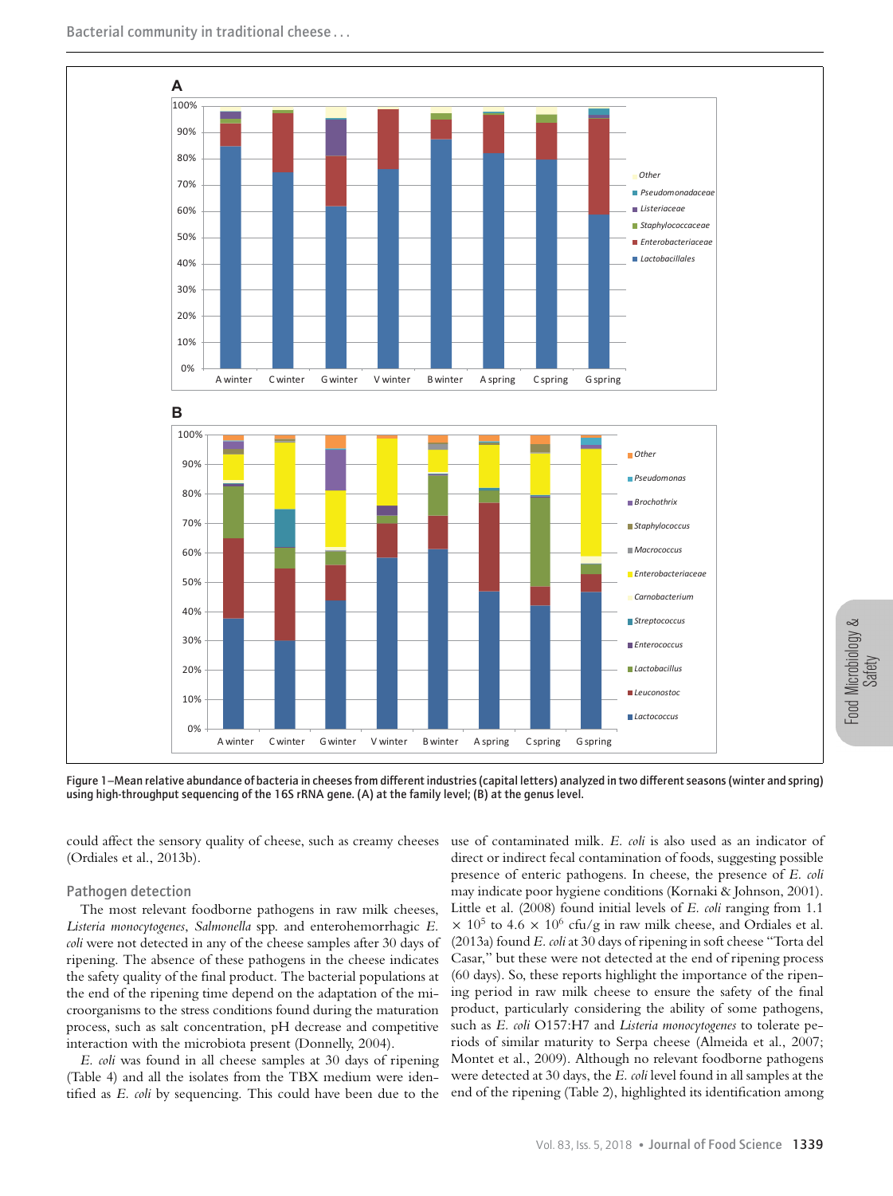Figure 1–Mean relative abundance of bacteria in cheeses from different industries (capital letters) analyzed in two different seasons (winter and spring) using high-throughput sequencing of the 16S rRNA gene. (A) at the family level; (B) at the genus level.

could affect the sensory quality of cheese, such as creamy cheeses (Ordiales et al., 2013b).

### Pathogen detection

The most relevant foodborne pathogens in raw milk cheeses, *Listeria monocytogenes*, *Salmonella* spp. and enterohemorrhagic *E. coli* were not detected in any of the cheese samples after 30 days of ripening. The absence of these pathogens in the cheese indicates the safety quality of the final product. The bacterial populations at the end of the ripening time depend on the adaptation of the microorganisms to the stress conditions found during the maturation process, such as salt concentration, pH decrease and competitive interaction with the microbiota present (Donnelly, 2004).

*E. coli* was found in all cheese samples at 30 days of ripening (Table 4) and all the isolates from the TBX medium were identified as *E. coli* by sequencing. This could have been due to the use of contaminated milk. *E. coli* is also used as an indicator of direct or indirect fecal contamination of foods, suggesting possible presence of enteric pathogens. In cheese, the presence of *E. coli* may indicate poor hygiene conditions (Kornaki & Johnson, 2001). Little et al. (2008) found initial levels of *E. coli* ranging from 1.1 $\times$ $10^5$ to 4.6 $\times$ $10^6$ cfu/g in raw milk cheese, and Ordiales et al. (2013a) found *E. coli* at 30 days of ripening in soft cheese "Torta del Casar," but these were not detected at the end of ripening process (60 days). So, these reports highlight the importance of the ripening period in raw milk cheese to ensure the safety of the final product, particularly considering the ability of some pathogens, such as *E. coli* O157:H7 and *Listeria monocytogenes* to tolerate periods of similar maturity to Serpa cheese (Almeida et al., 2007; Montet et al., 2009). Although no relevant foodborne pathogens were detected at 30 days, the *E. coli* level found in all samples at the end of the ripening (Table 2), highlighted its identification among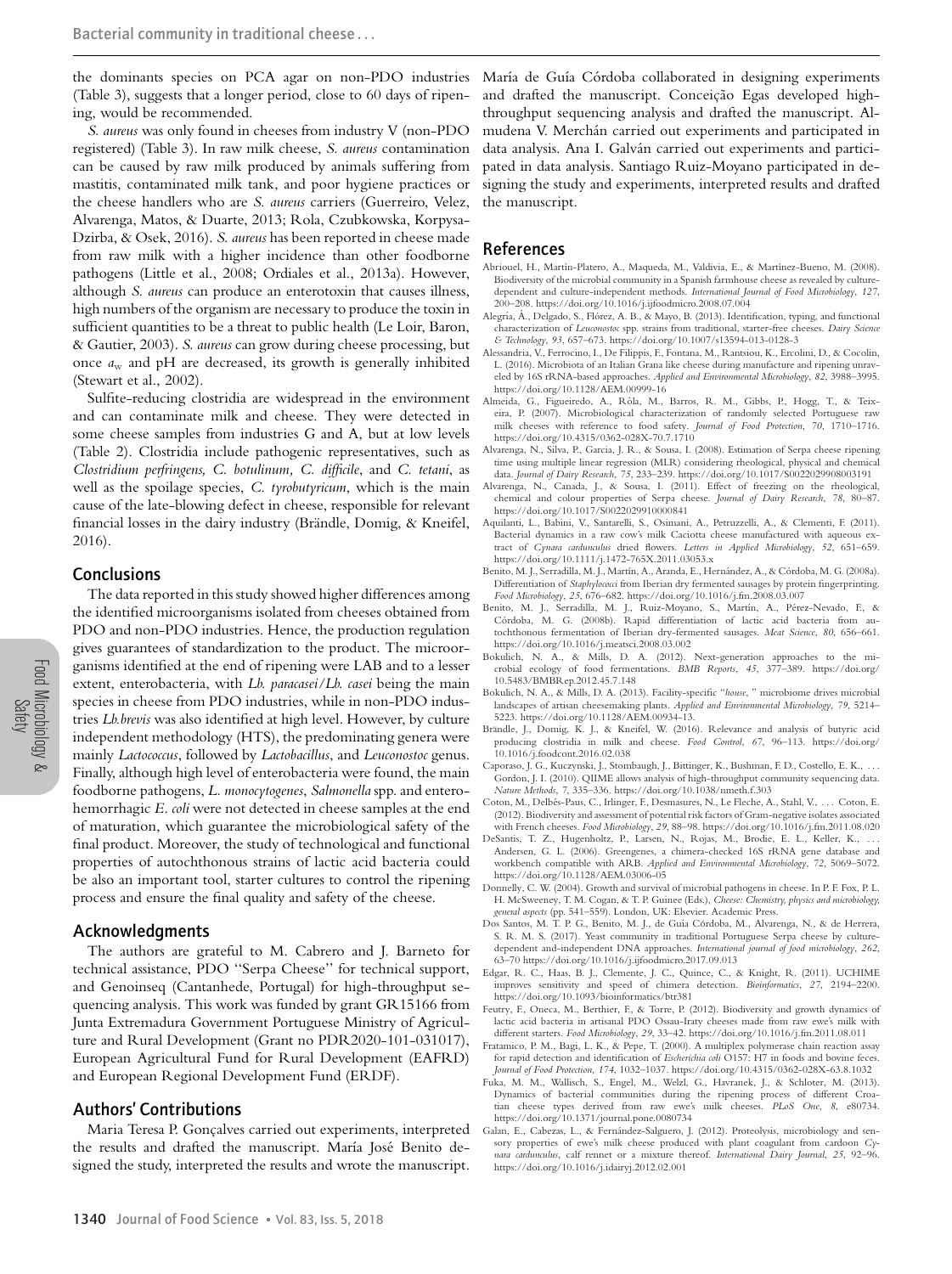the dominants species on PCA agar on non-PDO industries (Table 3), suggests that a longer period, close to 60 days of ripening, would be recommended.

*S. aureus* was only found in cheeses from industry V (non-PDO registered) (Table 3). In raw milk cheese, *S. aureus* contamination can be caused by raw milk produced by animals suffering from mastitis, contaminated milk tank, and poor hygiene practices or the cheese handlers who are *S. aureus* carriers (Guerreiro, Velez, Alvarenga, Matos, & Duarte, 2013; Rola, Czubkowska, Korpysa-Dzirba, & Osek, 2016). *S. aureus* has been reported in cheese made from raw milk with a higher incidence than other foodborne pathogens (Little et al., 2008; Ordiales et al., 2013a). However, although *S. aureus* can produce an enterotoxin that causes illness, high numbers of the organism are necessary to produce the toxin in sufficient quantities to be a threat to public health (Le Loir, Baron, & Gautier, 2003). *S. aureus* can grow during cheese processing, but once $a_w$ and pH are decreased, its growth is generally inhibited (Stewart et al., 2002).

Sulfite-reducing clostridia are widespread in the environment and can contaminate milk and cheese. They were detected in some cheese samples from industries G and A, but at low levels (Table 2). Clostridia include pathogenic representatives, such as *Clostridium perfringens, C. botulinum, C. difficile*, and *C. tetani*, as well as the spoilage species, *C. tyrobutyricum*, which is the main cause of the late-blowing defect in cheese, responsible for relevant financial losses in the dairy industry (Brändle, Domig, & Kneifel, 2016).

## Conclusions

The data reported in this study showed higher differences among the identified microorganisms isolated from cheeses obtained from PDO and non-PDO industries. Hence, the production regulation gives guarantees of standardization to the product. The microorganisms identified at the end of ripening were LAB and to a lesser extent, enterobacteria, with *Lb. paracasei/Lb. casei* being the main species in cheese from PDO industries, while in non-PDO industries *Lb.brevis* was also identified at high level. However, by culture independent methodology (HTS), the predominating genera were mainly *Lactococcus*, followed by *Lactobacillus*, and *Leuconostoc* genus. Finally, although high level of enterobacteria were found, the main foodborne pathogens, *L. monocytogenes*, *Salmonella* spp. and enterohemorrhagic *E. coli* were not detected in cheese samples at the end of maturation, which guarantee the microbiological safety of the final product. Moreover, the study of technological and functional properties of autochthonous strains of lactic acid bacteria could be also an important tool, starter cultures to control the ripening process and ensure the final quality and safety of the cheese.

## Acknowledgments

The authors are grateful to M. Cabrero and J. Barneto for technical assistance, PDO "Serpa Cheese" for technical support, and Genoinseq (Cantanhede, Portugal) for high-throughput sequencing analysis. This work was funded by grant GR15166 from Junta Extremadura Government Portuguese Ministry of Agriculture and Rural Development (Grant no PDR2020-101-031017), European Agricultural Fund for Rural Development (EAFRD) and European Regional Development Fund (ERDF).

## Authors' Contributions

Maria Teresa P. Gonçalves carried out experiments, interpreted the results and drafted the manuscript. María José Benito designed the study, interpreted the results and wrote the manuscript. María de Guía Córdoba collaborated in designing experiments and drafted the manuscript. Conceição Egas developed high-throughput sequencing analysis and drafted the manuscript. Almudena V. Merchán carried out experiments and participated in data analysis. Ana I. Galván carried out experiments and participated in data analysis. Santiago Ruiz-Moyano participated in designing the study and experiments, interpreted results and drafted the manuscript.

## References

Abriouel, H., Martín-Platero, A., Maqueda, M., Valdivia, E., & Martínez-Bueno, M. (2008). Biodiversity of the microbial community in a Spanish farmhouse cheese as revealed by culture-dependent and culture-independent methods. *International Journal of Food Microbiology*, *127*, 200–208. https://doi.org/10.1016/j.ijfoodmicro.2008.07.004

Alegría, Á., Delgado, S., Flórez, A. B., & Mayo, B. (2013). Identification, typing, and functional characterization of *Leuconostoc* spp. strains from traditional, starter-free cheeses. *Dairy Science & Technology*, *93*, 657–673. https://doi.org/10.1007/s13594-013-0128-3

Alessandria, V., Ferrocino, I., De Filippis, F., Fontana, M., Rantsiou, K., Ercolini, D., & Cocolin, L. (2016). Microbiota of an Italian Grana like cheese during manufacture and ripening unraveled by 16S rRNA-based approaches. *Applied and Environmental Microbiology*, *82*, 3988–3995. https://doi.org/10.1128/AEM.00999-16

Almeida, G., Figueiredo, A., Rôla, M., Barros, R. M., Gibbs, P., Hogg, T., & Teixeira, P. (2007). Microbiological characterization of randomly selected Portuguese raw milk cheeses with reference to food safety. *Journal of Food Protection*, *70*, 1710–1716. https://doi.org/10.4315/0362-028X-70.7.1710

Alvarenga, N., Silva, P., Garcia, J. R., & Sousa, I. (2008). Estimation of Serpa cheese ripening time using multiple linear regression (MLR) considering rheological, physical and chemical data. *Journal of Dairy Research*, *75*, 233–239. https://doi.org/10.1017/S0022029908003191

Alvarenga, N., Canada, J., & Sousa, I. (2011). Effect of freezing on the rheological, chemical and colour properties of Serpa cheese. *Journal of Dairy Research*, *78*, 80–87. https://doi.org/10.1017/S0022029910000841

Aquilanti, L., Babini, V., Santarelli, S., Osimani, A., Petruzzelli, A., & Clementi, F. (2011). Bacterial dynamics in a raw cow's milk Caciotta cheese manufactured with aqueous extract of *Cynara cardunculus* dried flowers. *Letters in Applied Microbiology*, *52*, 651–659. https://doi.org/10.1111/j.1472-765X.2011.03053.x

Benito, M. J., Serradilla, M. J., Martín, A., Aranda, E., Hernández, A., & Córdoba, M. G. (2008a). Differentiation of *Staphylococci* from Iberian dry fermented sausages by protein fingerprinting. *Food Microbiology*, *25*, 676–682. https://doi.org/10.1016/j.fm.2008.03.007

Benito, M. J., Serradilla, M. J., Ruiz-Moyano, S., Martín, A., Pérez-Nevado, F., & Córdoba, M. G. (2008b). Rapid differentiation of lactic acid bacteria from autochthonous fermentation of Iberian dry-fermented sausages. *Meat Science*, *80*, 656–661. https://doi.org/10.1016/j.meatsci.2008.03.002

Bokulich, N. A., & Mills, D. A. (2012). Next-generation approaches to the microbial ecology of food fermentations. *BMB Reports*, *45*, 377–389. https://doi.org/10.5483/BMBRep.2012.45.7.148

Bokulich, N. A., & Mills, D. A. (2013). Facility-specific "*house*, " microbiome drives microbial landscapes of artisan cheesemaking plants. *Applied and Environmental Microbiology*, *79*, 5214–5223. https://doi.org/10.1128/AEM.00934-13.

Brändle, J., Domig, K. J., & Kneifel, W. (2016). Relevance and analysis of butyric acid producing clostridia in milk and cheese. *Food Control*, *67*, 96–113. https://doi.org/10.1016/j.foodcont.2016.02.038

Caporaso, J. G., Kuczynski, J., Stombaugh, J., Bittinger, K., Bushman, F. D., Costello, E. K., ... Gordon, J. I. (2010). QIIME allows analysis of high-throughput community sequencing data. *Nature Methods*, *7*, 335–336. https://doi.org/10.1038/nmeth.f.303

Coton, M., Delbés-Paus, C., Irlinger, F., Desmasures, N., Le Fleche, A., Stahl, V., ... Coton, E. (2012). Biodiversity and assessment of potential risk factors of Gram-negative isolates associated with French cheeses. *Food Microbiology*, *29*, 88–98. https://doi.org/10.1016/j.fm.2011.08.020

DeSantis, T. Z., Hugenholtz, P., Larsen, N., Rojas, M., Brodie, E. L., Keller, K., ... Andersen, G. L. (2006). Greengenes, a chimera-checked 16S rRNA gene database and workbench compatible with ARB. *Applied and Environmental Microbiology*, *72*, 5069–5072. https://doi.org/10.1128/AEM.03006-05

Donnelly, C. W. (2004). Growth and survival of microbial pathogens in cheese. In P. F. Fox, P. L. H. McSweeney, T. M. Cogan, & T. P. Guinee (Eds.), *Cheese: Chemistry, physics and microbiology, general aspects* (pp. 541–559). London, UK: Elsevier. Academic Press.

Dos Santos, M. T. P. G., Benito, M. J., de Guía Córdoba, M., Alvarenga, N., & de Herrera, S. R. M. S. (2017). Yeast community in traditional Portuguese Serpa cheese by culture-dependent and-independent DNA approaches. *International journal of food microbiology*, *262*, 63–70 https://doi.org/10.1016/j.ijfoodmicro.2017.09.013

Edgar, R. C., Haas, B. J., Clemente, J. C., Quince, C., & Knight, R. (2011). UCHIME improves sensitivity and speed of chimera detection. *Bioinformatics*, *27*, 2194–2200. https://doi.org/10.1093/bioinformatics/btr381

Feutry, F., Oneca, M., Berthier, F., & Torre, P. (2012). Biodiversity and growth dynamics of lactic acid bacteria in artisanal PDO Ossau-Iraty cheeses made from raw ewe's milk with different starters. *Food Microbiology*, *29*, 33–42. https://doi.org/10.1016/j.fm.2011.08.011

Fratamico, P. M., Bagi, L. K., & Pepe, T. (2000). A multiplex polymerase chain reaction assay for rapid detection and identification of *Escherichia coli* O157: H7 in foods and bovine feces. *Journal of Food Protection*, *174*, 1032–1037. https://doi.org/10.4315/0362-028X-63.8.1032

Fuka, M. M., Wallisch, S., Engel, M., Welzl, G., Havranek, J., & Schloter, M. (2013). Dynamics of bacterial communities during the ripening process of different Croatian cheese types derived from raw ewe's milk cheeses. *PLoS One*, *8*, e80734. https://doi.org/10.1371/journal.pone.0080734

Galan, E., Cabezas, L., & Fernández-Salguero, J. (2012). Proteolysis, microbiology and sensory properties of ewe's milk cheese produced with plant coagulant from cardoon *Cynara cardunculus*, calf rennet or a mixture thereof. *International Dairy Journal*, *25*, 92–96. https://doi.org/10.1016/j.idairyj.2012.02.001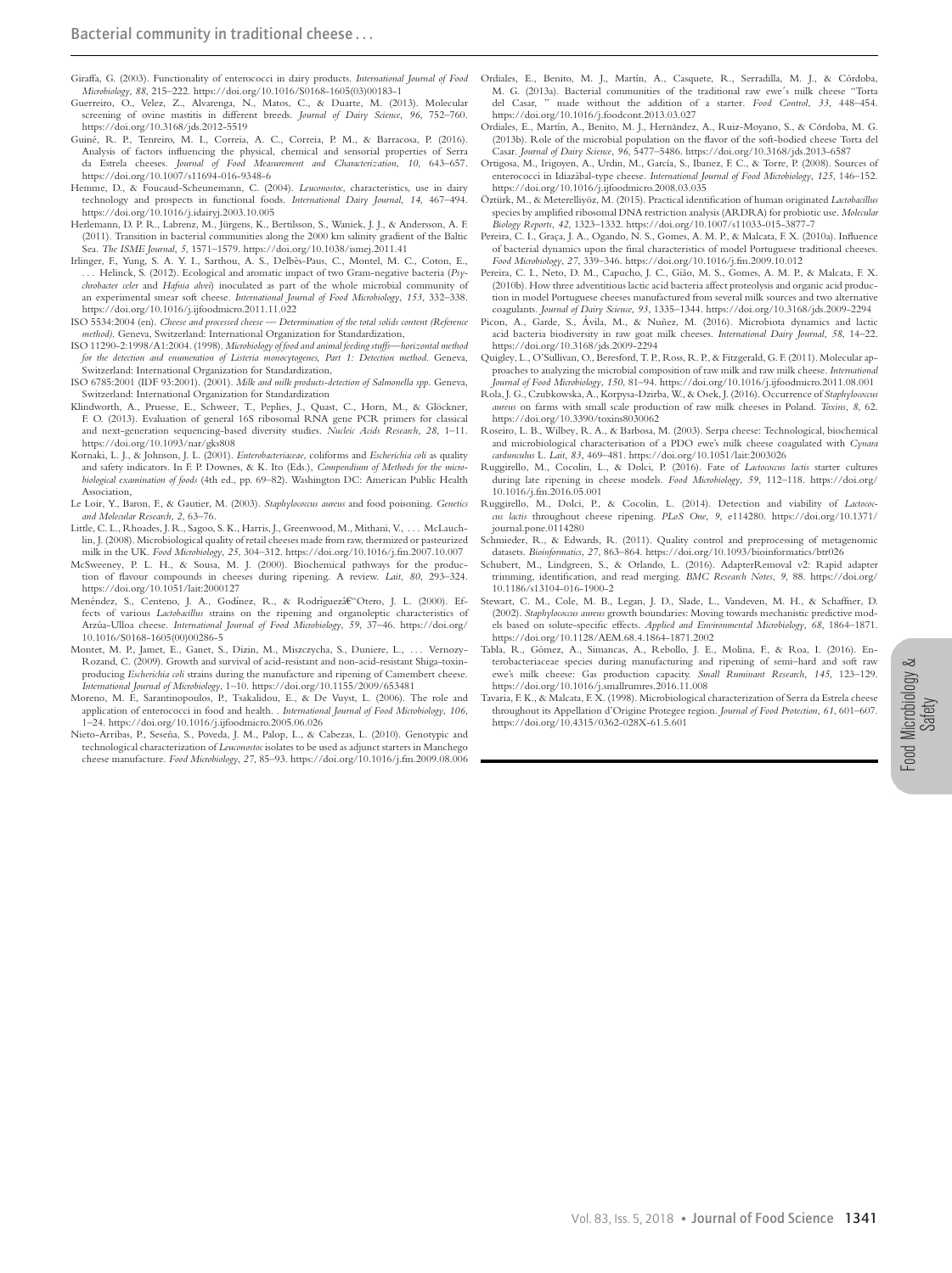Giraffa, G. (2003). Functionality of enterococci in dairy products. *International Journal of Food Microbiology*, *88*, 215–222. https://doi.org/10.1016/S0168-1605(03)00183-1

Guerreiro, O., Velez, Z., Alvarenga, N., Matos, C., & Duarte, M. (2013). Molecular screening of ovine mastitis in different breeds. *Journal of Dairy Science*, *96*, 752–760. https://doi.org/10.3168/jds.2012-5519

Guiné, R. P., Tenreiro, M. I., Correia, A. C., Correia, P. M., & Barracosa, P. (2016). Analysis of factors influencing the physical, chemical and sensorial properties of Serra da Estrela cheeses. *Journal of Food Measurement and Characterization*, *10*, 643–657. https://doi.org/10.1007/s11694-016-9348-6

Hemme, D., & Foucaud-Scheunemann, C. (2004). *Leuconostoc*, characteristics, use in dairy technology and prospects in functional foods. *International Dairy Journal*, *14*, 467–494. https://doi.org/10.1016/j.idairyj.2003.10.005

Herlemann, D. P. R., Labrenz, M., Jürgens, K., Bertilsson, S., Waniek, J. J., & Andersson, A. F. (2011). Transition in bacterial communities along the 2000 km salinity gradient of the Baltic Sea. *The ISME Journal*, *5*, 1571–1579. https://doi.org/10.1038/ismej.2011.41

Irlinger, F., Yung, S. A. Y. I., Sarthou, A. S., Delbès-Paus, C., Montel, M. C., Coton, E., ... Helinck, S. (2012). Ecological and aromatic impact of two Gram-negative bacteria (*Psychrobacter celer* and *Hafnia alvei*) inoculated as part of the whole microbial community of an experimental smear soft cheese. *International Journal of Food Microbiology*, *153*, 332–338. https://doi.org/10.1016/j.ijfoodmicro.2011.11.022

ISO 5534:2004 (en). *Cheese and processed cheese — Determination of the total solids content (Reference method)*. Geneva, Switzerland: International Organization for Standardization,

ISO 11290-2:1998/A1:2004. (1998). *Microbiology of food and animal feeding stuffs—horizontal method for the detection and enumeration of Listeria monocytogenes, Part 1: Detection method*. Geneva, Switzerland: International Organization for Standardization,

ISO 6785:2001 (IDF 93:2001). (2001). *Milk and milk products-detection of Salmonella spp*. Geneva, Switzerland: International Organization for Standardization

Klindworth, A., Pruesse, E., Schweer, T., Peplies, J., Quast, C., Horn, M., & Glöckner, F. O. (2013). Evaluation of general 16S ribosomal RNA gene PCR primers for classical and next-generation sequencing-based diversity studies. *Nucleic Acids Research*, *28*, 1–11. https://doi.org/10.1093/nar/gks808

Kornaki, L. J., & Johnson, J. L. (2001). *Enterobacteriaceae*, coliforms and *Escherichia coli* as quality and safety indicators. In F. P. Downes, & K. Ito (Eds.), *Compendium of Methods for the microbiological examination of foods* (4th ed., pp. 69–82). Washington DC: American Public Health Association,

Le Loir, Y., Baron, F., & Gautier, M. (2003). *Staphylococcus aureus* and food poisoning. *Genetics and Molecular Research*, *2*, 63–76.

Little, C. L., Rhoades, J. R., Sagoo, S. K., Harris, J., Greenwood, M., Mithani, V., ... McLauchlin, J. (2008). Microbiological quality of retail cheeses made from raw, thermized or pasteurized milk in the UK. *Food Microbiology*, *25*, 304–312. https://doi.org/10.1016/j.fm.2007.10.007

McSweeney, P. L. H., & Sousa, M. J. (2000). Biochemical pathways for the production of flavour compounds in cheeses during ripening. A review. *Lait*, *80*, 293–324. https://doi.org/10.1051/lait:2000127

Menéndez, S., Centeno, J. A., Godínez, R., & Rodrígueza€"Otero, J. L. (2000). Effects of various *Lactobacillus* strains on the ripening and organoleptic characteristics of Arzúa-Ulloa cheese. *International Journal of Food Microbiology*, *59*, 37–46. https://doi.org/10.1016/S0168-1605(00)00286-5

Montet, M. P., Jamet, E., Ganet, S., Dizin, M., Miszczycha, S., Duniere, L., ... Vernozy-Rozand, C. (2009). Growth and survival of acid-resistant and non-acid-resistant Shiga-toxin-producing *Escherichia coli* strains during the manufacture and ripening of Camembert cheese. *International Journal of Microbiology*, 1–10. https://doi.org/10.1155/2009/653481

Moreno, M. F., Sarantinopoulos, P., Tsakalidou, E., & De Vuyst, L. (2006). The role and application of enterococci in food and health. . *International Journal of Food Microbiology*, *106*, 1–24. https://doi.org/10.1016/j.ijfoodmicro.2005.06.026

Nieto-Arribas, P., Seseña, S., Poveda, J. M., Palop, L., & Cabezas, L. (2010). Genotypic and technological characterization of *Leuconostoc* isolates to be used as adjunct starters in Manchego cheese manufacture. *Food Microbiology*, *27*, 85–93. https://doi.org/10.1016/j.fm.2009.08.006

Ordiales, E., Benito, M. J., Martín, A., Casquete, R., Serradilla, M. J., & Córdoba, M. G. (2013a). Bacterial communities of the traditional raw ewe´s milk cheese "Torta del Casar, " made without the addition of a starter. *Food Control*, *33*, 448–454. https://doi.org/10.1016/j.foodcont.2013.03.027

Ordiales, E., Martín, A., Benito, M. J., Hernández, A., Ruiz-Moyano, S., & Córdoba, M. G. (2013b). Role of the microbial population on the flavor of the soft-bodied cheese Torta del Casar. *Journal of Dairy Science*, *96*, 5477–5486. https://doi.org/10.3168/jds.2013-6587

Ortigosa, M., Irigoyen, A., Urdin, M., García, S., Ibanez, F. C., & Torre, P. (2008). Sources of enterococci in Idiazábal-type cheese. *International Journal of Food Microbiology*, *125*, 146–152. https://doi.org/10.1016/j.ijfoodmicro.2008.03.035

Öztürk, M., & Meterelliyöz, M. (2015). Practical identification of human originated *Lactobacillus* species by amplified ribosomal DNA restriction analysis (ARDRA) for probiotic use. *Molecular Biology Reports*, *42*, 1323–1332. https://doi.org/10.1007/s11033-015-3877-7

Pereira, C. I., Graça, J. A., Ogando, N. S., Gomes, A. M. P., & Malcata, F. X. (2010a). Influence of bacterial dynamics upon the final characteristics of model Portuguese traditional cheeses. *Food Microbiology*, *27*, 339–346. https://doi.org/10.1016/j.fm.2009.10.012

Pereira, C. I., Neto, D. M., Capucho, J. C., Gião, M. S., Gomes, A. M. P., & Malcata, F. X. (2010b). How three adventitious lactic acid bacteria affect proteolysis and organic acid production in model Portuguese cheeses manufactured from several milk sources and two alternative coagulants. *Journal of Dairy Science*, *93*, 1335–1344. https://doi.org/10.3168/jds.2009-2294

Picon, A., Garde, S., Ávila, M., & Nuñez, M. (2016). Microbiota dynamics and lactic acid bacteria biodiversity in raw goat milk cheeses. *International Dairy Journal*, *58*, 14–22. https://doi.org/10.3168/jds.2009-2294

Quigley, L., O'Sullivan, O., Beresford, T. P., Ross, R. P., & Fitzgerald, G. F. (2011). Molecular approaches to analyzing the microbial composition of raw milk and raw milk cheese. *International Journal of Food Microbiology*, *150*, 81–94. https://doi.org/10.1016/j.ijfoodmicro.2011.08.001

Rola, J. G., Czubkowska, A., Korpysa-Dzirba, W., & Osek, J. (2016). Occurrence of *Staphylococcus aureus* on farms with small scale production of raw milk cheeses in Poland. *Toxins*, *8*, 62. https://doi.org/10.3390/toxins8030062

Roseiro, L. B., Wilbey, R. A., & Barbosa, M. (2003). Serpa cheese: Technological, biochemical and microbiological characterisation of a PDO ewe's milk cheese coagulated with *Cynara cardunculus* L. *Lait*, *83*, 469–481. https://doi.org/10.1051/lait:2003026

Ruggirello, M., Cocolin, L., & Dolci, P. (2016). Fate of *Lactococcus lactis* starter cultures during late ripening in cheese models. *Food Microbiology*, *59*, 112–118. https://doi.org/10.1016/j.fm.2016.05.001

Ruggirello, M., Dolci, P., & Cocolin, L. (2014). Detection and viability of *Lactococcus lactis* throughout cheese ripening. *PLoS One*, *9*, e114280. https://doi.org/10.1371/journal.pone.0114280

Schmieder, R., & Edwards, R. (2011). Quality control and preprocessing of metagenomic datasets. *Bioinformatics*, *27*, 863–864. https://doi.org/10.1093/bioinformatics/btr026

Schubert, M., Lindgreen, S., & Orlando, L. (2016). AdapterRemoval v2: Rapid adapter trimming, identification, and read merging. *BMC Research Notes*, *9*, 88. https://doi.org/10.1186/s13104-016-1900-2

Stewart, C. M., Cole, M. B., Legan, J. D., Slade, L., Vandeven, M. H., & Schaffner, D. (2002). *Staphylococcus aureus* growth boundaries: Moving towards mechanistic predictive models based on solute-specific effects. *Applied and Environmental Microbiology*, *68*, 1864–1871. https://doi.org/10.1128/AEM.68.4.1864-1871.2002

Tabla, R., Gómez, A., Simancas, A., Rebollo, J. E., Molina, F., & Roa, I. (2016). Enterobacteriaceae species during manufacturing and ripening of semi–hard and soft raw ewe's milk cheese: Gas production capacity. *Small Ruminant Research*, *145*, 123–129. https://doi.org/10.1016/j.smallrumres.2016.11.008

Tavaria, F. K., & Malcata, F. X. (1998). Microbiological characterization of Serra da Estrela cheese throughout its Appellation d'Origine Protegee region. *Journal of Food Protection*, *61*, 601–607. https://doi.org/10.4315/0362-028X-61.5.601